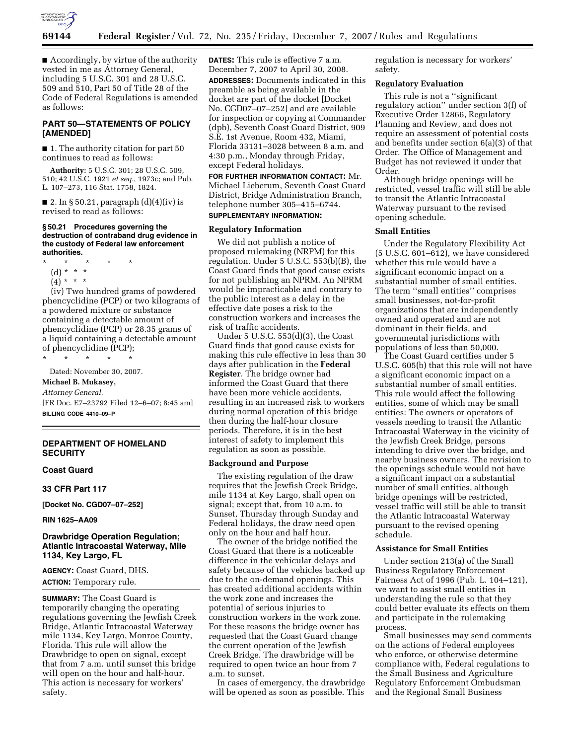■ Accordingly, by virtue of the authority vested in me as Attorney General, including 5 U.S.C. 301 and 28 U.S.C. 509 and 510, Part 50 of Title 28 of the Code of Federal Regulations is amended as follows:

## PART 50—STATEMENTS OF POLICY [AMENDED]

■ 1. The authority citation for part 50 continues to read as follows:

**Authority:** 5 U.S.C. 301; 28 U.S.C. 509, 510; 42 U.S.C. 1921 *et seq.*, 1973c; and Pub. L. 107–273, 116 Stat. 1758, 1824.

■ 2. In § 50.21, paragraph (d)(4)(iv) is revised to read as follows:

**§ 50.21 Procedures governing the destruction of contraband drug evidence in the custody of Federal law enforcement authorities.**

\* \* \* \* \*

(d) \* \* \*

(4) \* \* \*

(iv) Two hundred grams of powdered phencyclidine (PCP) or two kilograms of a powdered mixture or substance containing a detectable amount of phencyclidine (PCP) or 28.35 grams of a liquid containing a detectable amount of phencyclidine (PCP);

\* \* \* \* \*

Dated: November 30, 2007.

**Michael B. Mukasey,**

*Attorney General.*

[FR Doc. E7–23792 Filed 12–6–07; 8:45 am]

**BILLING CODE 4410–09–P**

---

## DEPARTMENT OF HOMELAND SECURITY

### Coast Guard

### 33 CFR Part 117

**[Docket No. CGD07–07–252]**

**RIN 1625–AA09**

### Drawbridge Operation Regulation; Atlantic Intracoastal Waterway, Mile 1134, Key Largo, FL

**AGENCY:** Coast Guard, DHS.

**ACTION:** Temporary rule.

**SUMMARY:** The Coast Guard is temporarily changing the operating regulations governing the Jewfish Creek Bridge, Atlantic Intracoastal Waterway mile 1134, Key Largo, Monroe County, Florida. This rule will allow the Drawbridge to open on signal, except that from 7 a.m. until sunset this bridge will open on the hour and half-hour. This action is necessary for workers' safety.

**DATES:** This rule is effective 7 a.m. December 7, 2007 to April 30, 2008.

**ADDRESSES:** Documents indicated in this preamble as being available in the docket are part of the docket [Docket No. CGD07–07–252] and are available for inspection or copying at Commander (dpb), Seventh Coast Guard District, 909 S.E. 1st Avenue, Room 432, Miami, Florida 33131–3028 between 8 a.m. and 4:30 p.m., Monday through Friday, except Federal holidays.

**FOR FURTHER INFORMATION CONTACT:** Mr. Michael Lieberum, Seventh Coast Guard District, Bridge Administration Branch, telephone number 305–415–6744.

**SUPPLEMENTARY INFORMATION:**

**Regulatory Information**

We did not publish a notice of proposed rulemaking (NRPM) for this regulation. Under 5 U.S.C. 553(b)(B), the Coast Guard finds that good cause exists for not publishing an NPRM. An NPRM would be impracticable and contrary to the public interest as a delay in the effective date poses a risk to the construction workers and increases the risk of traffic accidents.

Under 5 U.S.C. 553(d)(3), the Coast Guard finds that good cause exists for making this rule effective in less than 30 days after publication in the **Federal Register**. The bridge owner had informed the Coast Guard that there have been more vehicle accidents, resulting in an increased risk to workers during normal operation of this bridge then during the half-hour closure periods. Therefore, it is in the best interest of safety to implement this regulation as soon as possible.

**Background and Purpose**

The existing regulation of the draw requires that the Jewfish Creek Bridge, mile 1134 at Key Largo, shall open on signal; except that, from 10 a.m. to Sunset, Thursday through Sunday and Federal holidays, the draw need open only on the hour and half hour.

The owner of the bridge notified the Coast Guard that there is a noticeable difference in the vehicular delays and safety because of the vehicles backed up due to the on-demand openings. This has created additional accidents within the work zone and increases the potential of serious injuries to construction workers in the work zone. For these reasons the bridge owner has requested that the Coast Guard change the current operation of the Jewfish Creek Bridge. The drawbridge will be required to open twice an hour from 7 a.m. to sunset.

In cases of emergency, the drawbridge will be opened as soon as possible. This regulation is necessary for workers' safety.

**Regulatory Evaluation**

This rule is not a ''significant regulatory action'' under section 3(f) of Executive Order 12866, Regulatory Planning and Review, and does not require an assessment of potential costs and benefits under section 6(a)(3) of that Order. The Office of Management and Budget has not reviewed it under that Order.

Although bridge openings will be restricted, vessel traffic will still be able to transit the Atlantic Intracoastal Waterway pursuant to the revised opening schedule.

**Small Entities**

Under the Regulatory Flexibility Act (5 U.S.C. 601–612), we have considered whether this rule would have a significant economic impact on a substantial number of small entities. The term ''small entities'' comprises small businesses, not-for-profit organizations that are independently owned and operated and are not dominant in their fields, and governmental jurisdictions with populations of less than 50,000.

The Coast Guard certifies under 5 U.S.C. 605(b) that this rule will not have a significant economic impact on a substantial number of small entities. This rule would affect the following entities, some of which may be small entities: The owners or operators of vessels needing to transit the Atlantic Intracoastal Waterway in the vicinity of the Jewfish Creek Bridge, persons intending to drive over the bridge, and nearby business owners. The revision to the openings schedule would not have a significant impact on a substantial number of small entities, although bridge openings will be restricted, vessel traffic will still be able to transit the Atlantic Intracoastal Waterway pursuant to the revised opening schedule.

**Assistance for Small Entities**

Under section 213(a) of the Small Business Regulatory Enforcement Fairness Act of 1996 (Pub. L. 104–121), we want to assist small entities in understanding the rule so that they could better evaluate its effects on them and participate in the rulemaking process.

Small businesses may send comments on the actions of Federal employees who enforce, or otherwise determine compliance with, Federal regulations to the Small Business and Agriculture Regulatory Enforcement Ombudsman and the Regional Small Business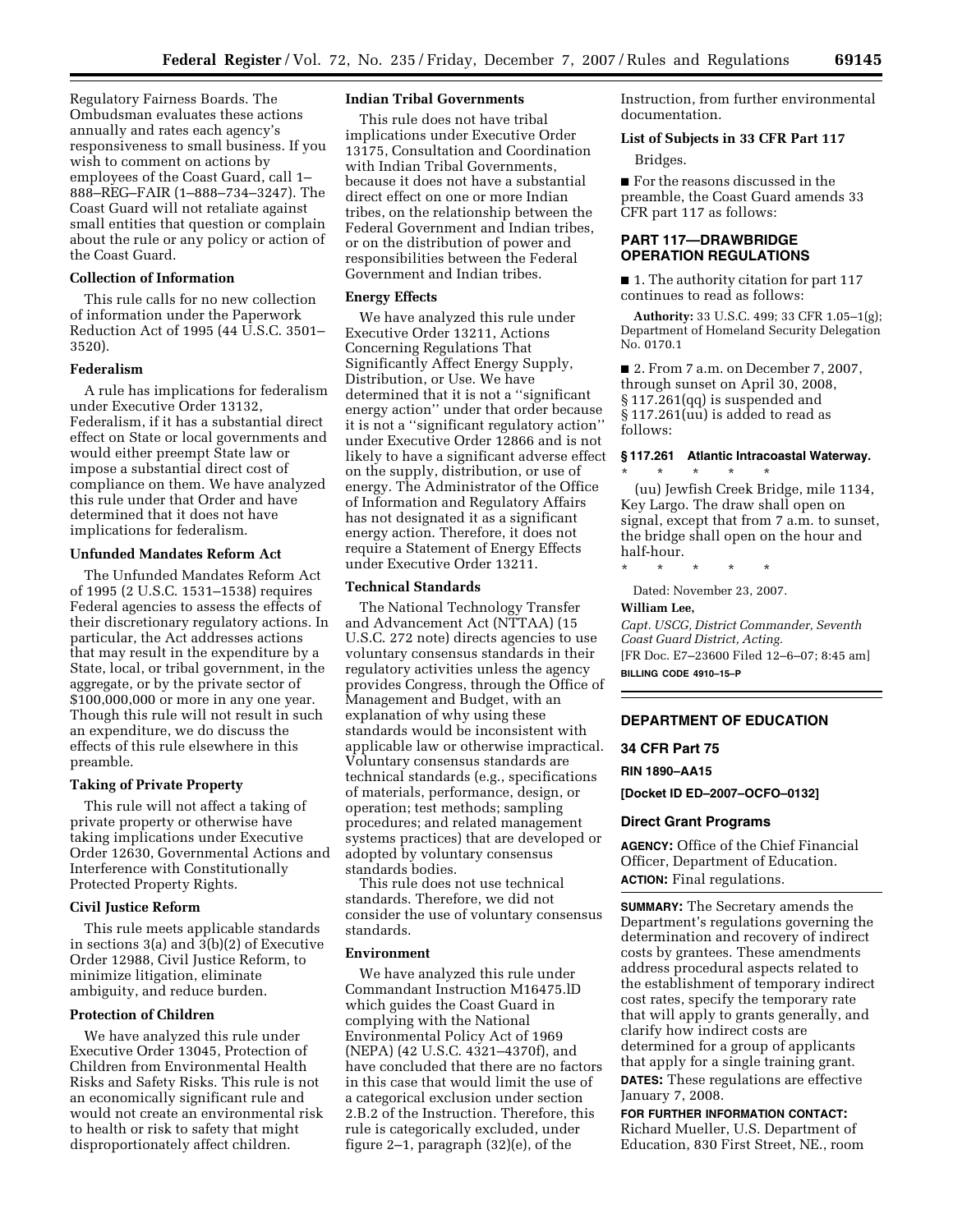Regulatory Fairness Boards. The Ombudsman evaluates these actions annually and rates each agency's responsiveness to small business. If you wish to comment on actions by employees of the Coast Guard, call 1–888–REG–FAIR (1–888–734–3247). The Coast Guard will not retaliate against small entities that question or complain about the rule or any policy or action of the Coast Guard.

### Collection of Information

This rule calls for no new collection of information under the Paperwork Reduction Act of 1995 (44 U.S.C. 3501–3520).

### Federalism

A rule has implications for federalism under Executive Order 13132, Federalism, if it has a substantial direct effect on State or local governments and would either preempt State law or impose a substantial direct cost of compliance on them. We have analyzed this rule under that Order and have determined that it does not have implications for federalism.

### Unfunded Mandates Reform Act

The Unfunded Mandates Reform Act of 1995 (2 U.S.C. 1531–1538) requires Federal agencies to assess the effects of their discretionary regulatory actions. In particular, the Act addresses actions that may result in the expenditure by a State, local, or tribal government, in the aggregate, or by the private sector of $100,000,000 or more in any one year. Though this rule will not result in such an expenditure, we do discuss the effects of this rule elsewhere in this preamble.

### Taking of Private Property

This rule will not affect a taking of private property or otherwise have taking implications under Executive Order 12630, Governmental Actions and Interference with Constitutionally Protected Property Rights.

### Civil Justice Reform

This rule meets applicable standards in sections 3(a) and 3(b)(2) of Executive Order 12988, Civil Justice Reform, to minimize litigation, eliminate ambiguity, and reduce burden.

### Protection of Children

We have analyzed this rule under Executive Order 13045, Protection of Children from Environmental Health Risks and Safety Risks. This rule is not an economically significant rule and would not create an environmental risk to health or risk to safety that might disproportionately affect children.

### Indian Tribal Governments

This rule does not have tribal implications under Executive Order 13175, Consultation and Coordination with Indian Tribal Governments, because it does not have a substantial direct effect on one or more Indian tribes, on the relationship between the Federal Government and Indian tribes, or on the distribution of power and responsibilities between the Federal Government and Indian tribes.

### Energy Effects

We have analyzed this rule under Executive Order 13211, Actions Concerning Regulations That Significantly Affect Energy Supply, Distribution, or Use. We have determined that it is not a ''significant energy action'' under that order because it is not a ''significant regulatory action'' under Executive Order 12866 and is not likely to have a significant adverse effect on the supply, distribution, or use of energy. The Administrator of the Office of Information and Regulatory Affairs has not designated it as a significant energy action. Therefore, it does not require a Statement of Energy Effects under Executive Order 13211.

### Technical Standards

The National Technology Transfer and Advancement Act (NTTAA) (15 U.S.C. 272 note) directs agencies to use voluntary consensus standards in their regulatory activities unless the agency provides Congress, through the Office of Management and Budget, with an explanation of why using these standards would be inconsistent with applicable law or otherwise impractical. Voluntary consensus standards are technical standards (e.g., specifications of materials, performance, design, or operation; test methods; sampling procedures; and related management systems practices) that are developed or adopted by voluntary consensus standards bodies.

This rule does not use technical standards. Therefore, we did not consider the use of voluntary consensus standards.

### Environment

We have analyzed this rule under Commandant Instruction M16475.lD which guides the Coast Guard in complying with the National Environmental Policy Act of 1969 (NEPA) (42 U.S.C. 4321–4370f), and have concluded that there are no factors in this case that would limit the use of a categorical exclusion under section 2.B.2 of the Instruction. Therefore, this rule is categorically excluded, under figure 2–1, paragraph (32)(e), of the Instruction, from further environmental documentation.

### List of Subjects in 33 CFR Part 117

Bridges.

■ For the reasons discussed in the preamble, the Coast Guard amends 33 CFR part 117 as follows:

## PART 117—DRAWBRIDGE OPERATION REGULATIONS

■ 1. The authority citation for part 117 continues to read as follows:

**Authority:** 33 U.S.C. 499; 33 CFR 1.05–1(g); Department of Homeland Security Delegation No. 0170.1

■ 2. From 7 a.m. on December 7, 2007, through sunset on April 30, 2008, § 117.261(qq) is suspended and § 117.261(uu) is added to read as follows:

### § 117.261 Atlantic Intracoastal Waterway.

\* \* \* \* \*

(uu) Jewfish Creek Bridge, mile 1134, Key Largo. The draw shall open on signal, except that from 7 a.m. to sunset, the bridge shall open on the hour and half-hour.

\* \* \* \* \*

Dated: November 23, 2007.

**William Lee,**

*Capt. USCG, District Commander, Seventh Coast Guard District, Acting.*

[FR Doc. E7–23600 Filed 12–6–07; 8:45 am]

**BILLING CODE 4910–15–P**

---

## DEPARTMENT OF EDUCATION

### 34 CFR Part 75

**RIN 1890–AA15**

**[Docket ID ED–2007–OCFO–0132]**

### Direct Grant Programs

**AGENCY:** Office of the Chief Financial Officer, Department of Education.

**ACTION:** Final regulations.

**SUMMARY:** The Secretary amends the Department's regulations governing the determination and recovery of indirect costs by grantees. These amendments address procedural aspects related to the establishment of temporary indirect cost rates, specify the temporary rate that will apply to grants generally, and clarify how indirect costs are determined for a group of applicants that apply for a single training grant.

**DATES:** These regulations are effective January 7, 2008.

**FOR FURTHER INFORMATION CONTACT:** Richard Mueller, U.S. Department of Education, 830 First Street, NE., room